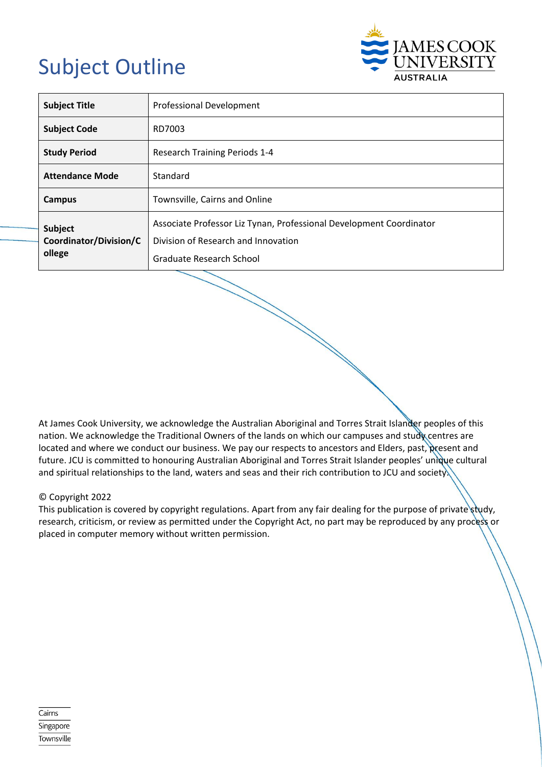# Subject Outline

| Subject Title | Professional Development |
| --- | --- |
| Subject Code | RD7003 |
| Study Period | Research Training Periods 1-4 |
| Attendance Mode | Standard |
| Campus | Townsville, Cairns and Online |
| Subject Coordinator/Division/College | Associate Professor Liz Tynan, Professional Development Coordinator<br>Division of Research and Innovation<br>Graduate Research School |

At James Cook University, we acknowledge the Australian Aboriginal and Torres Strait Islander peoples of this nation. We acknowledge the Traditional Owners of the lands on which our campuses and study centres are located and where we conduct our business. We pay our respects to ancestors and Elders, past, present and future. JCU is committed to honouring Australian Aboriginal and Torres Strait Islander peoples' unique cultural and spiritual relationships to the land, waters and seas and their rich contribution to JCU and society.

© Copyright 2022
This publication is covered by copyright regulations. Apart from any fair dealing for the purpose of private study, research, criticism, or review as permitted under the Copyright Act, no part may be reproduced by any process or placed in computer memory without written permission.

Cairns
Singapore
Townsville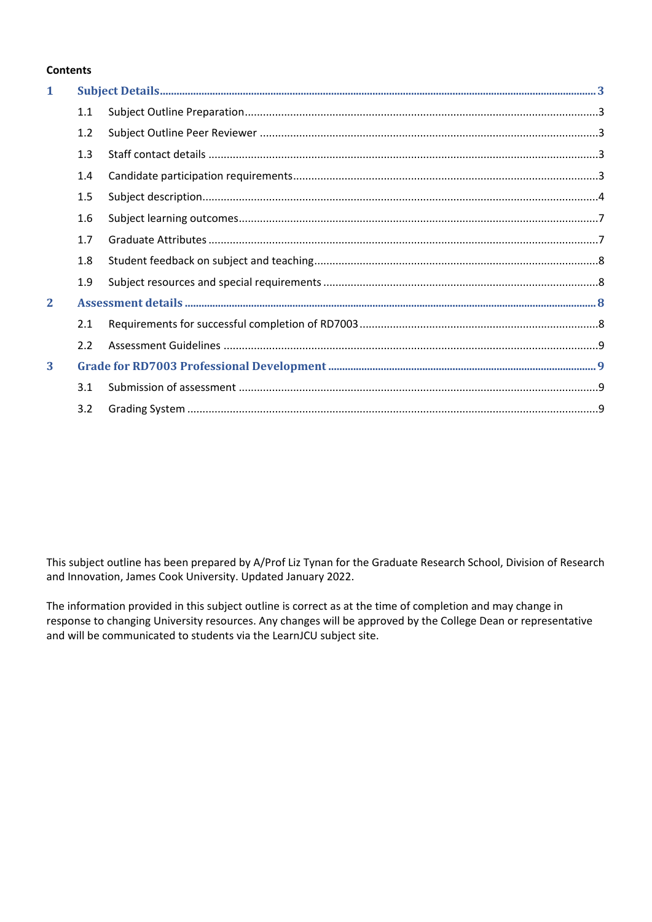**Contents**

| | | |
|---|---|---|
| **1** | **Subject Details** | **3** |
| 1.1 | Subject Outline Preparation | 3 |
| 1.2 | Subject Outline Peer Reviewer | 3 |
| 1.3 | Staff contact details | 3 |
| 1.4 | Candidate participation requirements | 3 |
| 1.5 | Subject description | 4 |
| 1.6 | Subject learning outcomes | 7 |
| 1.7 | Graduate Attributes | 7 |
| 1.8 | Student feedback on subject and teaching | 8 |
| 1.9 | Subject resources and special requirements | 8 |
| **2** | **Assessment details** | **8** |
| 2.1 | Requirements for successful completion of RD7003 | 8 |
| 2.2 | Assessment Guidelines | 9 |
| **3** | **Grade for RD7003 Professional Development** | **9** |
| 3.1 | Submission of assessment | 9 |
| 3.2 | Grading System | 9 |

This subject outline has been prepared by A/Prof Liz Tynan for the Graduate Research School, Division of Research and Innovation, James Cook University. Updated January 2022.

The information provided in this subject outline is correct as at the time of completion and may change in response to changing University resources. Any changes will be approved by the College Dean or representative and will be communicated to students via the LearnJCU subject site.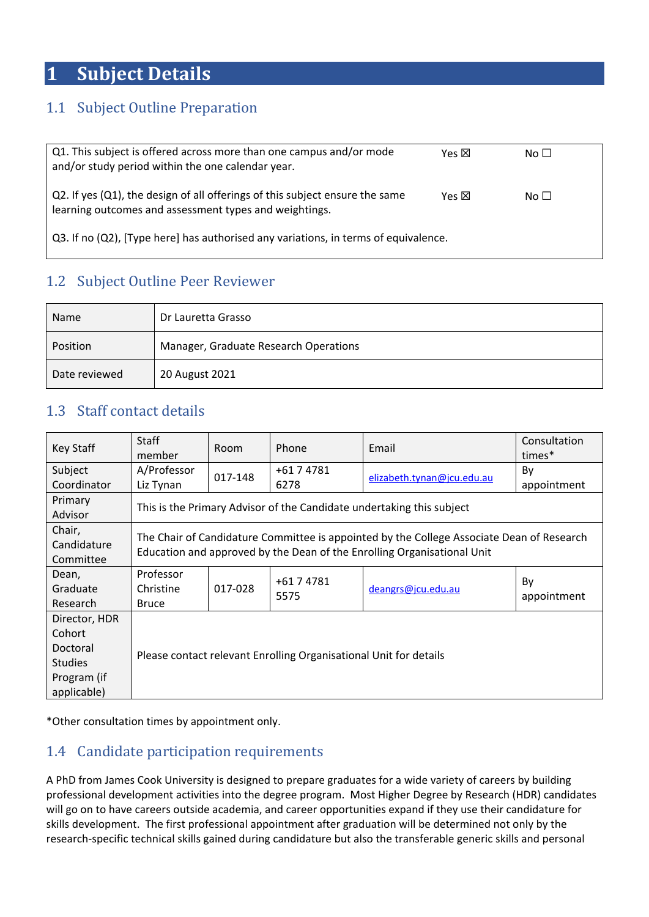# 1 Subject Details

## 1.1 Subject Outline Preparation

| | | |
|---|---|---|
| Q1. This subject is offered across more than one campus and/or mode and/or study period within the one calendar year. | Yes ☒ | No ☐ |
| Q2. If yes (Q1), the design of all offerings of this subject ensure the same learning outcomes and assessment types and weightings. | Yes ☒ | No ☐ |
| Q3. If no (Q2), [Type here] has authorised any variations, in terms of equivalence. | | |

## 1.2 Subject Outline Peer Reviewer

| | |
|---|---|
| Name | Dr Lauretta Grasso |
| Position | Manager, Graduate Research Operations |
| Date reviewed | 20 August 2021 |

## 1.3 Staff contact details

| Key Staff | Staff member | Room | Phone | Email | Consultation times* |
|---|---|---|---|---|---|
| Subject Coordinator | A/Professor Liz Tynan | 017-148 | +61 7 4781 6278 | elizabeth.tynan@jcu.edu.au | By appointment |
| Primary Advisor | This is the Primary Advisor of the Candidate undertaking this subject | | | | |
| Chair, Candidature Committee | The Chair of Candidature Committee is appointed by the College Associate Dean of Research Education and approved by the Dean of the Enrolling Organisational Unit | | | | |
| Dean, Graduate Research | Professor Christine Bruce | 017-028 | +61 7 4781 5575 | deangrs@jcu.edu.au | By appointment |
| Director, HDR Cohort Doctoral Studies Program (if applicable) | Please contact relevant Enrolling Organisational Unit for details | | | | |

*Other consultation times by appointment only.

## 1.4 Candidate participation requirements

A PhD from James Cook University is designed to prepare graduates for a wide variety of careers by building professional development activities into the degree program. Most Higher Degree by Research (HDR) candidates will go on to have careers outside academia, and career opportunities expand if they use their candidature for skills development. The first professional appointment after graduation will be determined not only by the research-specific technical skills gained during candidature but also the transferable generic skills and personal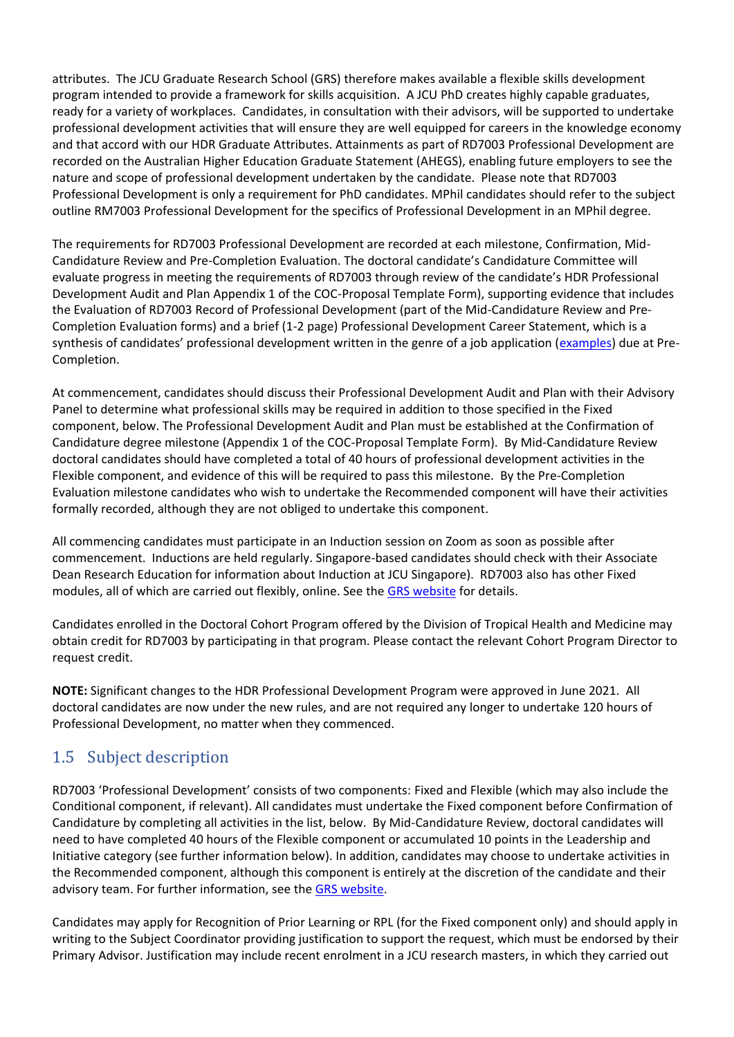attributes. The JCU Graduate Research School (GRS) therefore makes available a flexible skills development program intended to provide a framework for skills acquisition. A JCU PhD creates highly capable graduates, ready for a variety of workplaces. Candidates, in consultation with their advisors, will be supported to undertake professional development activities that will ensure they are well equipped for careers in the knowledge economy and that accord with our HDR Graduate Attributes. Attainments as part of RD7003 Professional Development are recorded on the Australian Higher Education Graduate Statement (AHEGS), enabling future employers to see the nature and scope of professional development undertaken by the candidate. Please note that RD7003 Professional Development is only a requirement for PhD candidates. MPhil candidates should refer to the subject outline RM7003 Professional Development for the specifics of Professional Development in an MPhil degree.

The requirements for RD7003 Professional Development are recorded at each milestone, Confirmation, Mid-Candidature Review and Pre-Completion Evaluation. The doctoral candidate's Candidature Committee will evaluate progress in meeting the requirements of RD7003 through review of the candidate's HDR Professional Development Audit and Plan Appendix 1 of the COC-Proposal Template Form), supporting evidence that includes the Evaluation of RD7003 Record of Professional Development (part of the Mid-Candidature Review and Pre-Completion Evaluation forms) and a brief (1-2 page) Professional Development Career Statement, which is a synthesis of candidates' professional development written in the genre of a job application (examples) due at Pre-Completion.

At commencement, candidates should discuss their Professional Development Audit and Plan with their Advisory Panel to determine what professional skills may be required in addition to those specified in the Fixed component, below. The Professional Development Audit and Plan must be established at the Confirmation of Candidature degree milestone (Appendix 1 of the COC-Proposal Template Form). By Mid-Candidature Review doctoral candidates should have completed a total of 40 hours of professional development activities in the Flexible component, and evidence of this will be required to pass this milestone. By the Pre-Completion Evaluation milestone candidates who wish to undertake the Recommended component will have their activities formally recorded, although they are not obliged to undertake this component.

All commencing candidates must participate in an Induction session on Zoom as soon as possible after commencement. Inductions are held regularly. Singapore-based candidates should check with their Associate Dean Research Education for information about Induction at JCU Singapore). RD7003 also has other Fixed modules, all of which are carried out flexibly, online. See the GRS website for details.

Candidates enrolled in the Doctoral Cohort Program offered by the Division of Tropical Health and Medicine may obtain credit for RD7003 by participating in that program. Please contact the relevant Cohort Program Director to request credit.

**NOTE:** Significant changes to the HDR Professional Development Program were approved in June 2021. All doctoral candidates are now under the new rules, and are not required any longer to undertake 120 hours of Professional Development, no matter when they commenced.

## 1.5 Subject description

RD7003 'Professional Development' consists of two components: Fixed and Flexible (which may also include the Conditional component, if relevant). All candidates must undertake the Fixed component before Confirmation of Candidature by completing all activities in the list, below. By Mid-Candidature Review, doctoral candidates will need to have completed 40 hours of the Flexible component or accumulated 10 points in the Leadership and Initiative category (see further information below). In addition, candidates may choose to undertake activities in the Recommended component, although this component is entirely at the discretion of the candidate and their advisory team. For further information, see the GRS website.

Candidates may apply for Recognition of Prior Learning or RPL (for the Fixed component only) and should apply in writing to the Subject Coordinator providing justification to support the request, which must be endorsed by their Primary Advisor. Justification may include recent enrolment in a JCU research masters, in which they carried out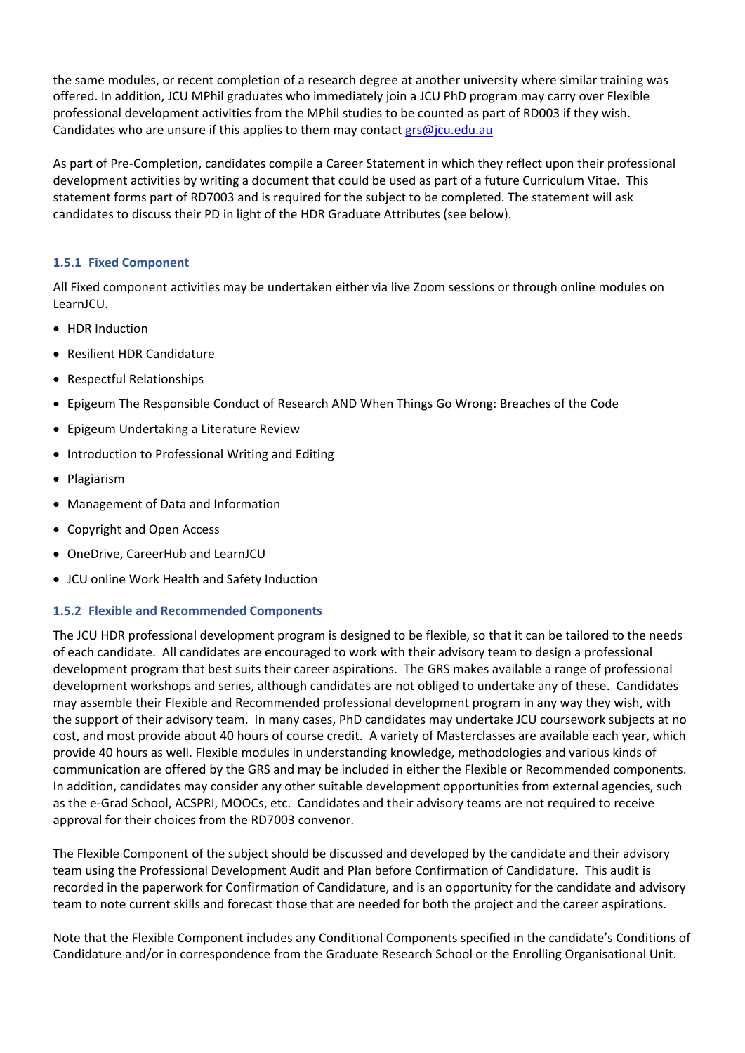the same modules, or recent completion of a research degree at another university where similar training was offered. In addition, JCU MPhil graduates who immediately join a JCU PhD program may carry over Flexible professional development activities from the MPhil studies to be counted as part of RD003 if they wish. Candidates who are unsure if this applies to them may contact grs@jcu.edu.au

As part of Pre-Completion, candidates compile a Career Statement in which they reflect upon their professional development activities by writing a document that could be used as part of a future Curriculum Vitae. This statement forms part of RD7003 and is required for the subject to be completed. The statement will ask candidates to discuss their PD in light of the HDR Graduate Attributes (see below).

### 1.5.1 Fixed Component

All Fixed component activities may be undertaken either via live Zoom sessions or through online modules on LearnJCU.

- HDR Induction
- Resilient HDR Candidature
- Respectful Relationships
- Epigeum The Responsible Conduct of Research AND When Things Go Wrong: Breaches of the Code
- Epigeum Undertaking a Literature Review
- Introduction to Professional Writing and Editing
- Plagiarism
- Management of Data and Information
- Copyright and Open Access
- OneDrive, CareerHub and LearnJCU
- JCU online Work Health and Safety Induction

### 1.5.2 Flexible and Recommended Components

The JCU HDR professional development program is designed to be flexible, so that it can be tailored to the needs of each candidate. All candidates are encouraged to work with their advisory team to design a professional development program that best suits their career aspirations. The GRS makes available a range of professional development workshops and series, although candidates are not obliged to undertake any of these. Candidates may assemble their Flexible and Recommended professional development program in any way they wish, with the support of their advisory team. In many cases, PhD candidates may undertake JCU coursework subjects at no cost, and most provide about 40 hours of course credit. A variety of Masterclasses are available each year, which provide 40 hours as well. Flexible modules in understanding knowledge, methodologies and various kinds of communication are offered by the GRS and may be included in either the Flexible or Recommended components. In addition, candidates may consider any other suitable development opportunities from external agencies, such as the e-Grad School, ACSPRI, MOOCs, etc. Candidates and their advisory teams are not required to receive approval for their choices from the RD7003 convenor.

The Flexible Component of the subject should be discussed and developed by the candidate and their advisory team using the Professional Development Audit and Plan before Confirmation of Candidature. This audit is recorded in the paperwork for Confirmation of Candidature, and is an opportunity for the candidate and advisory team to note current skills and forecast those that are needed for both the project and the career aspirations.

Note that the Flexible Component includes any Conditional Components specified in the candidate's Conditions of Candidature and/or in correspondence from the Graduate Research School or the Enrolling Organisational Unit.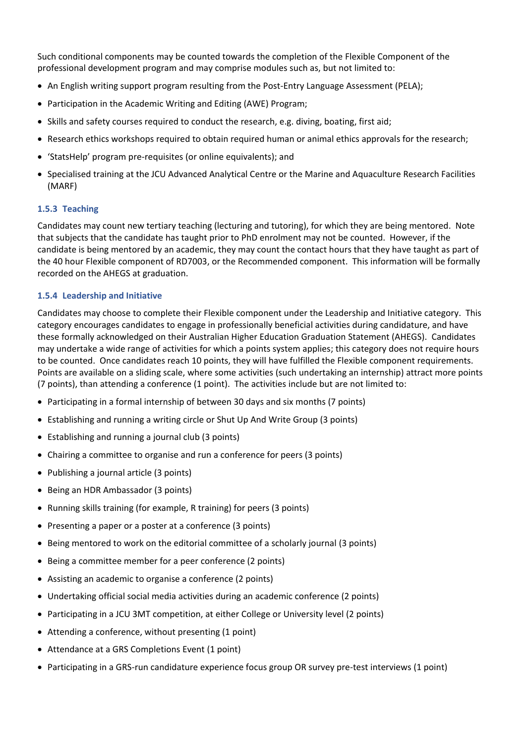Such conditional components may be counted towards the completion of the Flexible Component of the professional development program and may comprise modules such as, but not limited to:

- An English writing support program resulting from the Post-Entry Language Assessment (PELA);
- Participation in the Academic Writing and Editing (AWE) Program;
- Skills and safety courses required to conduct the research, e.g. diving, boating, first aid;
- Research ethics workshops required to obtain required human or animal ethics approvals for the research;
- 'StatsHelp' program pre-requisites (or online equivalents); and
- Specialised training at the JCU Advanced Analytical Centre or the Marine and Aquaculture Research Facilities (MARF)

### 1.5.3 Teaching

Candidates may count new tertiary teaching (lecturing and tutoring), for which they are being mentored. Note that subjects that the candidate has taught prior to PhD enrolment may not be counted. However, if the candidate is being mentored by an academic, they may count the contact hours that they have taught as part of the 40 hour Flexible component of RD7003, or the Recommended component. This information will be formally recorded on the AHEGS at graduation.

### 1.5.4 Leadership and Initiative

Candidates may choose to complete their Flexible component under the Leadership and Initiative category. This category encourages candidates to engage in professionally beneficial activities during candidature, and have these formally acknowledged on their Australian Higher Education Graduation Statement (AHEGS). Candidates may undertake a wide range of activities for which a points system applies; this category does not require hours to be counted. Once candidates reach 10 points, they will have fulfilled the Flexible component requirements. Points are available on a sliding scale, where some activities (such undertaking an internship) attract more points (7 points), than attending a conference (1 point). The activities include but are not limited to:

- Participating in a formal internship of between 30 days and six months (7 points)
- Establishing and running a writing circle or Shut Up And Write Group (3 points)
- Establishing and running a journal club (3 points)
- Chairing a committee to organise and run a conference for peers (3 points)
- Publishing a journal article (3 points)
- Being an HDR Ambassador (3 points)
- Running skills training (for example, R training) for peers (3 points)
- Presenting a paper or a poster at a conference (3 points)
- Being mentored to work on the editorial committee of a scholarly journal (3 points)
- Being a committee member for a peer conference (2 points)
- Assisting an academic to organise a conference (2 points)
- Undertaking official social media activities during an academic conference (2 points)
- Participating in a JCU 3MT competition, at either College or University level (2 points)
- Attending a conference, without presenting (1 point)
- Attendance at a GRS Completions Event (1 point)
- Participating in a GRS-run candidature experience focus group OR survey pre-test interviews (1 point)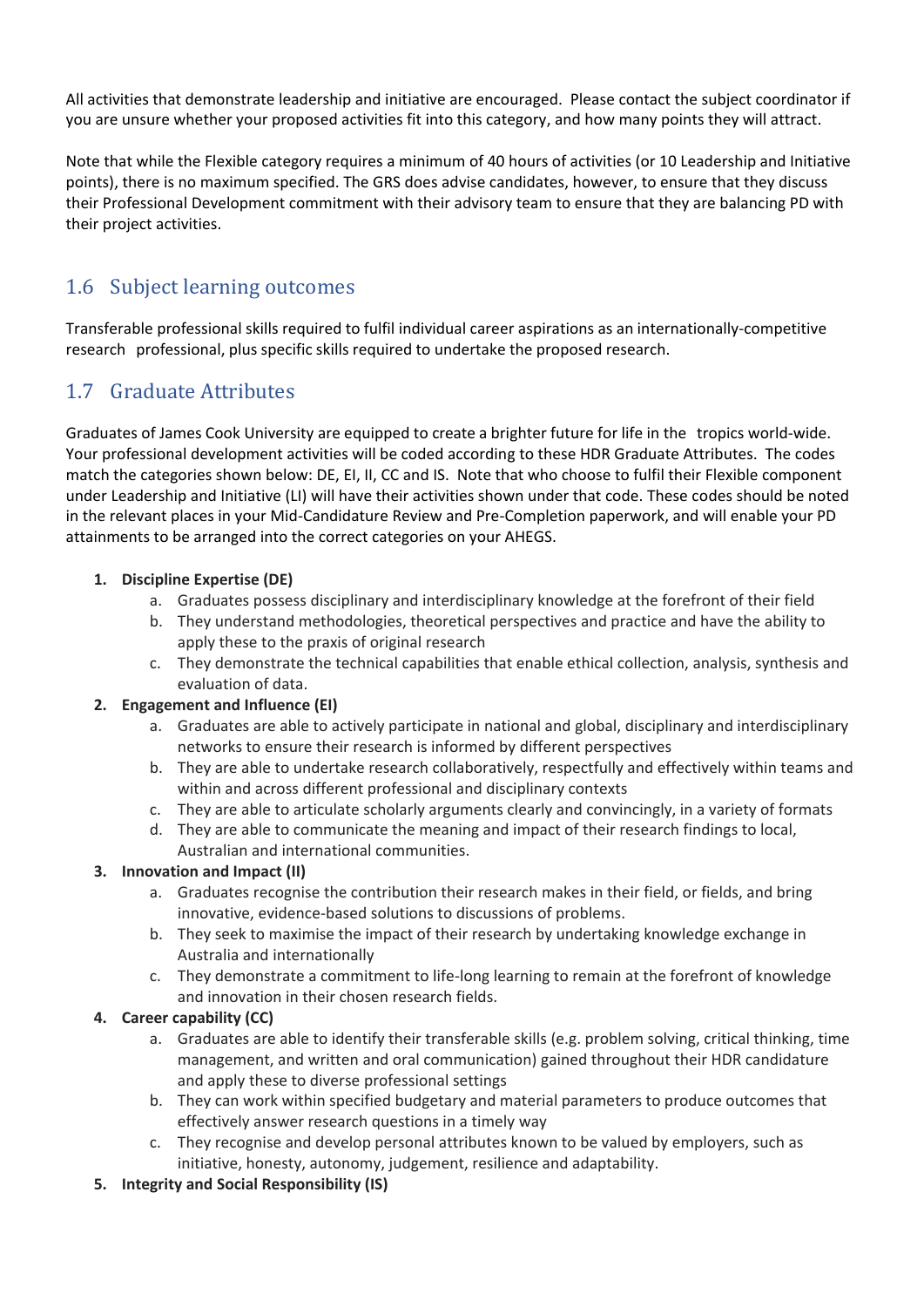All activities that demonstrate leadership and initiative are encouraged. Please contact the subject coordinator if you are unsure whether your proposed activities fit into this category, and how many points they will attract.

Note that while the Flexible category requires a minimum of 40 hours of activities (or 10 Leadership and Initiative points), there is no maximum specified. The GRS does advise candidates, however, to ensure that they discuss their Professional Development commitment with their advisory team to ensure that they are balancing PD with their project activities.

## 1.6 Subject learning outcomes

Transferable professional skills required to fulfil individual career aspirations as an internationally-competitive research professional, plus specific skills required to undertake the proposed research.

## 1.7 Graduate Attributes

Graduates of James Cook University are equipped to create a brighter future for life in the tropics world-wide. Your professional development activities will be coded according to these HDR Graduate Attributes. The codes match the categories shown below: DE, EI, II, CC and IS. Note that who choose to fulfil their Flexible component under Leadership and Initiative (LI) will have their activities shown under that code. These codes should be noted in the relevant places in your Mid-Candidature Review and Pre-Completion paperwork, and will enable your PD attainments to be arranged into the correct categories on your AHEGS.

1. **Discipline Expertise (DE)**
    a. Graduates possess disciplinary and interdisciplinary knowledge at the forefront of their field
    b. They understand methodologies, theoretical perspectives and practice and have the ability to apply these to the praxis of original research
    c. They demonstrate the technical capabilities that enable ethical collection, analysis, synthesis and evaluation of data.
2. **Engagement and Influence (EI)**
    a. Graduates are able to actively participate in national and global, disciplinary and interdisciplinary networks to ensure their research is informed by different perspectives
    b. They are able to undertake research collaboratively, respectfully and effectively within teams and within and across different professional and disciplinary contexts
    c. They are able to articulate scholarly arguments clearly and convincingly, in a variety of formats
    d. They are able to communicate the meaning and impact of their research findings to local, Australian and international communities.
3. **Innovation and Impact (II)**
    a. Graduates recognise the contribution their research makes in their field, or fields, and bring innovative, evidence-based solutions to discussions of problems.
    b. They seek to maximise the impact of their research by undertaking knowledge exchange in Australia and internationally
    c. They demonstrate a commitment to life-long learning to remain at the forefront of knowledge and innovation in their chosen research fields.
4. **Career capability (CC)**
    a. Graduates are able to identify their transferable skills (e.g. problem solving, critical thinking, time management, and written and oral communication) gained throughout their HDR candidature and apply these to diverse professional settings
    b. They can work within specified budgetary and material parameters to produce outcomes that effectively answer research questions in a timely way
    c. They recognise and develop personal attributes known to be valued by employers, such as initiative, honesty, autonomy, judgement, resilience and adaptability.
5. **Integrity and Social Responsibility (IS)**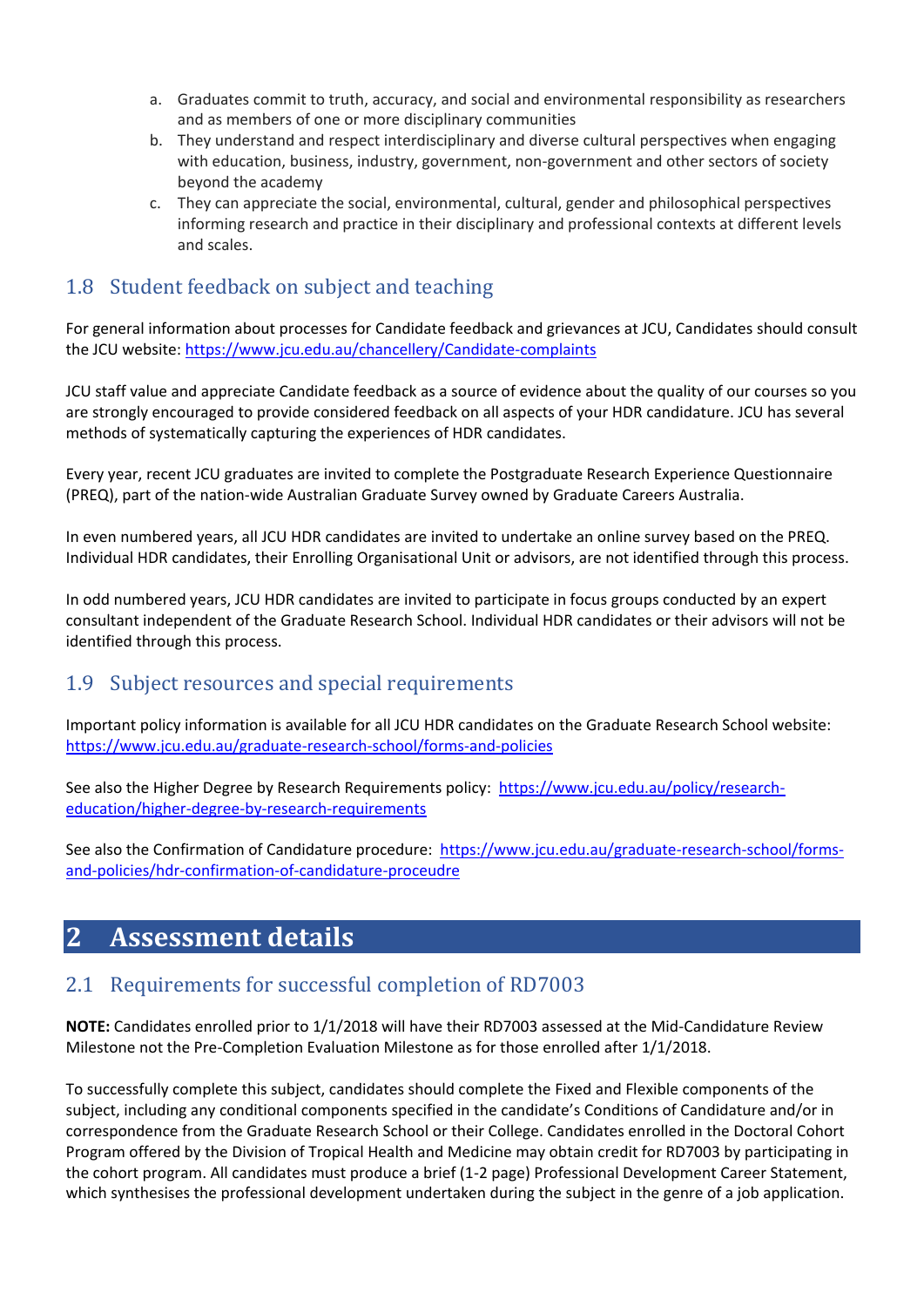a. Graduates commit to truth, accuracy, and social and environmental responsibility as researchers and as members of one or more disciplinary communities
b. They understand and respect interdisciplinary and diverse cultural perspectives when engaging with education, business, industry, government, non-government and other sectors of society beyond the academy
c. They can appreciate the social, environmental, cultural, gender and philosophical perspectives informing research and practice in their disciplinary and professional contexts at different levels and scales.

## 1.8 Student feedback on subject and teaching

For general information about processes for Candidate feedback and grievances at JCU, Candidates should consult the JCU website: https://www.jcu.edu.au/chancellery/Candidate-complaints

JCU staff value and appreciate Candidate feedback as a source of evidence about the quality of our courses so you are strongly encouraged to provide considered feedback on all aspects of your HDR candidature. JCU has several methods of systematically capturing the experiences of HDR candidates.

Every year, recent JCU graduates are invited to complete the Postgraduate Research Experience Questionnaire (PREQ), part of the nation-wide Australian Graduate Survey owned by Graduate Careers Australia.

In even numbered years, all JCU HDR candidates are invited to undertake an online survey based on the PREQ. Individual HDR candidates, their Enrolling Organisational Unit or advisors, are not identified through this process.

In odd numbered years, JCU HDR candidates are invited to participate in focus groups conducted by an expert consultant independent of the Graduate Research School. Individual HDR candidates or their advisors will not be identified through this process.

## 1.9 Subject resources and special requirements

Important policy information is available for all JCU HDR candidates on the Graduate Research School website: https://www.jcu.edu.au/graduate-research-school/forms-and-policies

See also the Higher Degree by Research Requirements policy: https://www.jcu.edu.au/policy/research-education/higher-degree-by-research-requirements

See also the Confirmation of Candidature procedure: https://www.jcu.edu.au/graduate-research-school/forms-and-policies/hdr-confirmation-of-candidature-proceudre

# 2 Assessment details

## 2.1 Requirements for successful completion of RD7003

**NOTE:** Candidates enrolled prior to 1/1/2018 will have their RD7003 assessed at the Mid-Candidature Review Milestone not the Pre-Completion Evaluation Milestone as for those enrolled after 1/1/2018.

To successfully complete this subject, candidates should complete the Fixed and Flexible components of the subject, including any conditional components specified in the candidate's Conditions of Candidature and/or in correspondence from the Graduate Research School or their College. Candidates enrolled in the Doctoral Cohort Program offered by the Division of Tropical Health and Medicine may obtain credit for RD7003 by participating in the cohort program. All candidates must produce a brief (1-2 page) Professional Development Career Statement, which synthesises the professional development undertaken during the subject in the genre of a job application.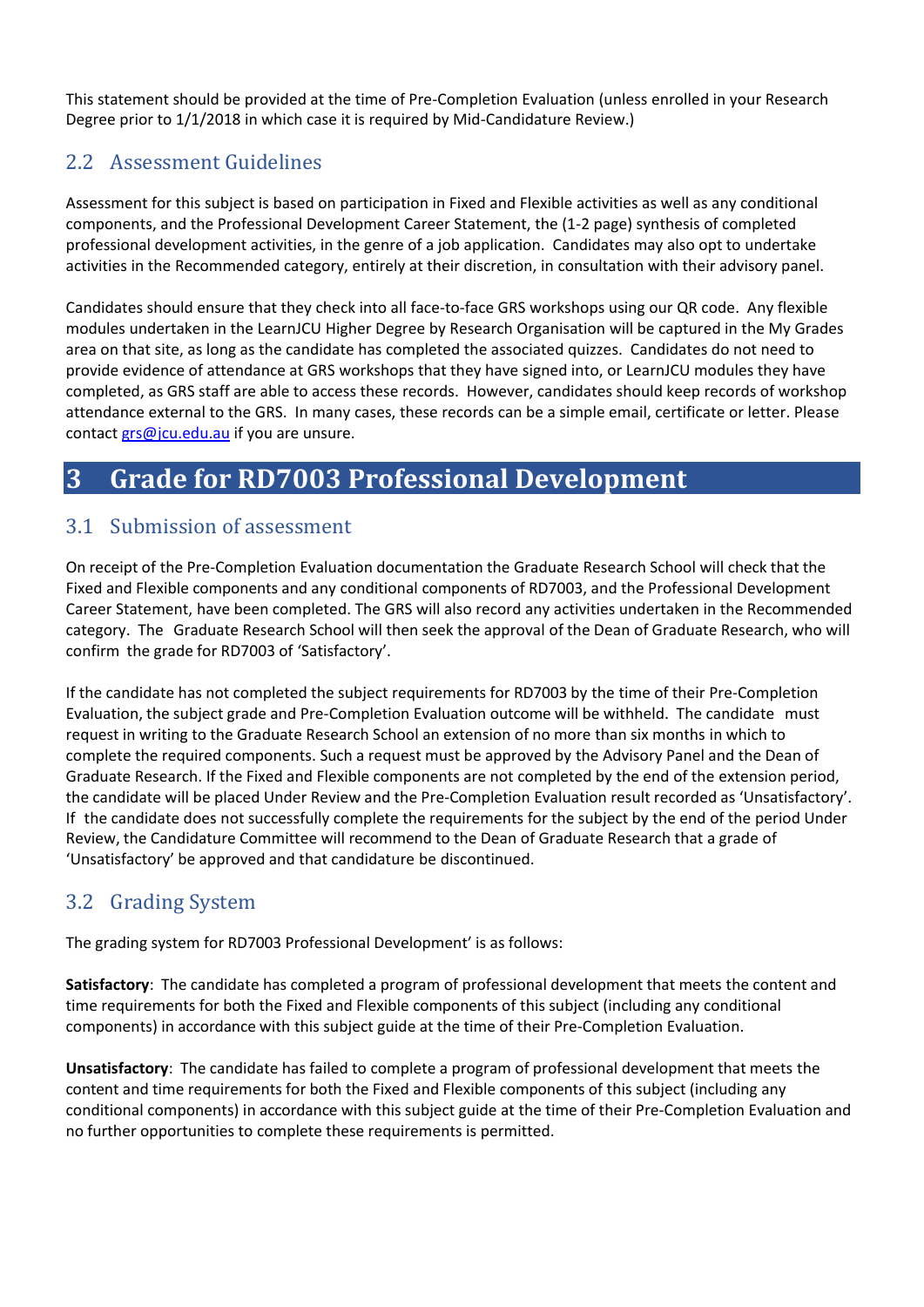This statement should be provided at the time of Pre-Completion Evaluation (unless enrolled in your Research Degree prior to 1/1/2018 in which case it is required by Mid-Candidature Review.)

## 2.2 Assessment Guidelines

Assessment for this subject is based on participation in Fixed and Flexible activities as well as any conditional components, and the Professional Development Career Statement, the (1-2 page) synthesis of completed professional development activities, in the genre of a job application. Candidates may also opt to undertake activities in the Recommended category, entirely at their discretion, in consultation with their advisory panel.

Candidates should ensure that they check into all face-to-face GRS workshops using our QR code. Any flexible modules undertaken in the LearnJCU Higher Degree by Research Organisation will be captured in the My Grades area on that site, as long as the candidate has completed the associated quizzes. Candidates do not need to provide evidence of attendance at GRS workshops that they have signed into, or LearnJCU modules they have completed, as GRS staff are able to access these records. However, candidates should keep records of workshop attendance external to the GRS. In many cases, these records can be a simple email, certificate or letter. Please contact grs@jcu.edu.au if you are unsure.

# 3 Grade for RD7003 Professional Development

## 3.1 Submission of assessment

On receipt of the Pre-Completion Evaluation documentation the Graduate Research School will check that the Fixed and Flexible components and any conditional components of RD7003, and the Professional Development Career Statement, have been completed. The GRS will also record any activities undertaken in the Recommended category. The Graduate Research School will then seek the approval of the Dean of Graduate Research, who will confirm the grade for RD7003 of 'Satisfactory'.

If the candidate has not completed the subject requirements for RD7003 by the time of their Pre-Completion Evaluation, the subject grade and Pre-Completion Evaluation outcome will be withheld. The candidate must request in writing to the Graduate Research School an extension of no more than six months in which to complete the required components. Such a request must be approved by the Advisory Panel and the Dean of Graduate Research. If the Fixed and Flexible components are not completed by the end of the extension period, the candidate will be placed Under Review and the Pre-Completion Evaluation result recorded as 'Unsatisfactory'. If the candidate does not successfully complete the requirements for the subject by the end of the period Under Review, the Candidature Committee will recommend to the Dean of Graduate Research that a grade of 'Unsatisfactory' be approved and that candidature be discontinued.

## 3.2 Grading System

The grading system for RD7003 Professional Development' is as follows:

**Satisfactory**: The candidate has completed a program of professional development that meets the content and time requirements for both the Fixed and Flexible components of this subject (including any conditional components) in accordance with this subject guide at the time of their Pre-Completion Evaluation.

**Unsatisfactory**: The candidate has failed to complete a program of professional development that meets the content and time requirements for both the Fixed and Flexible components of this subject (including any conditional components) in accordance with this subject guide at the time of their Pre-Completion Evaluation and no further opportunities to complete these requirements is permitted.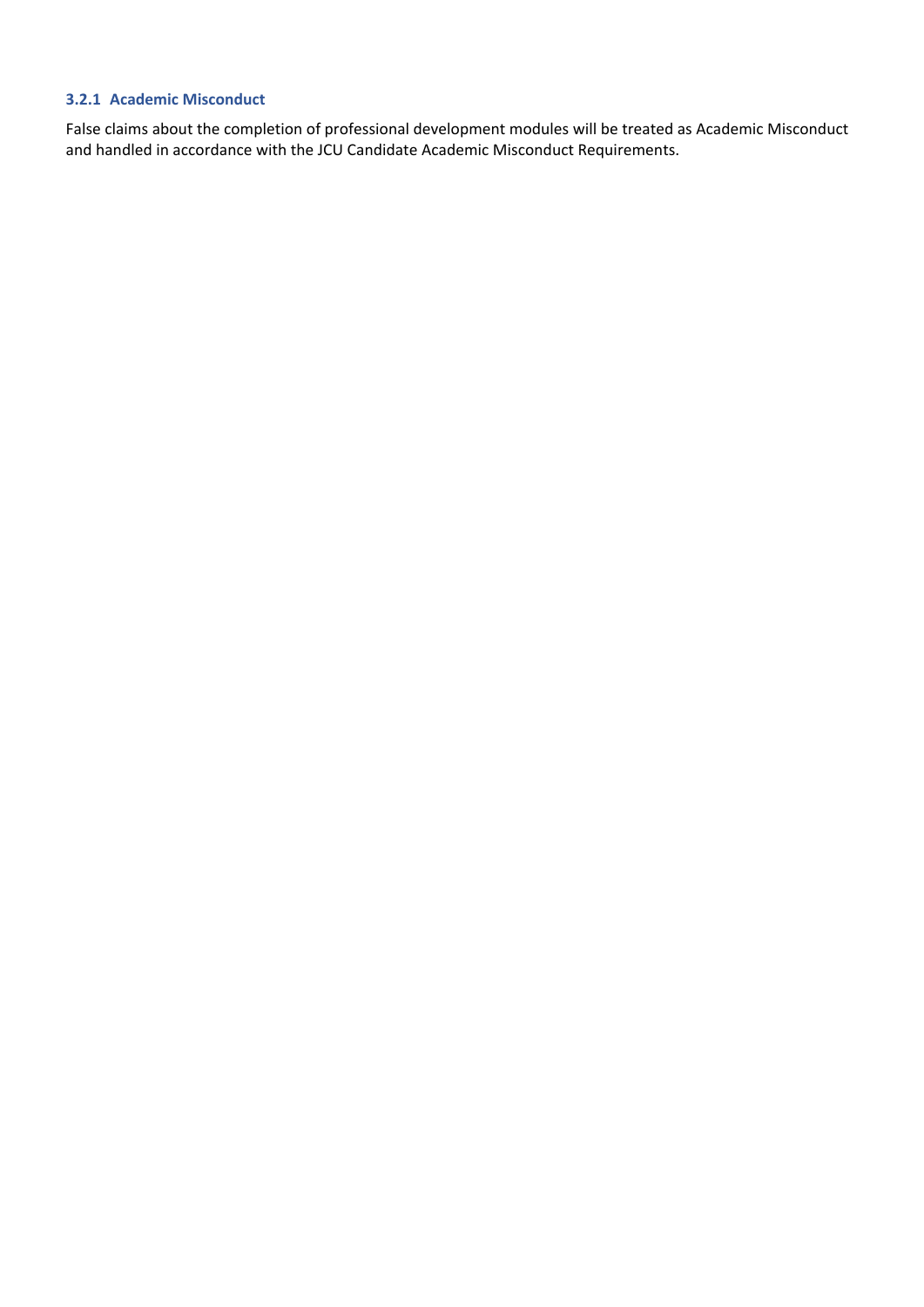#### 3.2.1 Academic Misconduct

False claims about the completion of professional development modules will be treated as Academic Misconduct and handled in accordance with the JCU Candidate Academic Misconduct Requirements.